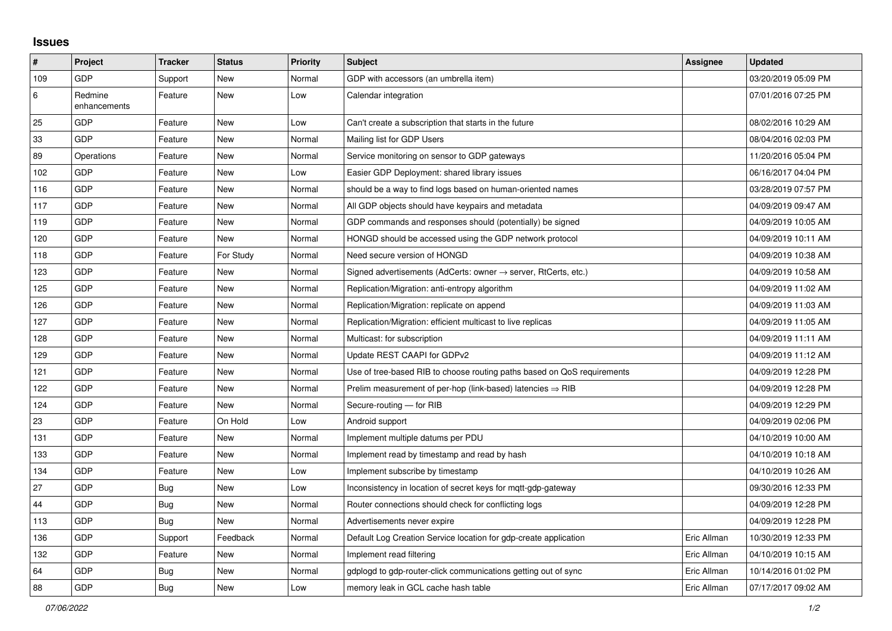## Issues

| # | Project | Tracker | Status | Priority | Subject | Assignee | Updated |
|---|---|---|---|---|---|---|---|
| 109 | GDP | Support | New | Normal | GDP with accessors (an umbrella item) | | 03/20/2019 05:09 PM |
| 6 | Redmine enhancements | Feature | New | Low | Calendar integration | | 07/01/2016 07:25 PM |
| 25 | GDP | Feature | New | Low | Can't create a subscription that starts in the future | | 08/02/2016 10:29 AM |
| 33 | GDP | Feature | New | Normal | Mailing list for GDP Users | | 08/04/2016 02:03 PM |
| 89 | Operations | Feature | New | Normal | Service monitoring on sensor to GDP gateways | | 11/20/2016 05:04 PM |
| 102 | GDP | Feature | New | Low | Easier GDP Deployment: shared library issues | | 06/16/2017 04:04 PM |
| 116 | GDP | Feature | New | Normal | should be a way to find logs based on human-oriented names | | 03/28/2019 07:57 PM |
| 117 | GDP | Feature | New | Normal | All GDP objects should have keypairs and metadata | | 04/09/2019 09:47 AM |
| 119 | GDP | Feature | New | Normal | GDP commands and responses should (potentially) be signed | | 04/09/2019 10:05 AM |
| 120 | GDP | Feature | New | Normal | HONGD should be accessed using the GDP network protocol | | 04/09/2019 10:11 AM |
| 118 | GDP | Feature | For Study | Normal | Need secure version of HONGD | | 04/09/2019 10:38 AM |
| 123 | GDP | Feature | New | Normal | Signed advertisements (AdCerts: owner → server, RtCerts, etc.) | | 04/09/2019 10:58 AM |
| 125 | GDP | Feature | New | Normal | Replication/Migration: anti-entropy algorithm | | 04/09/2019 11:02 AM |
| 126 | GDP | Feature | New | Normal | Replication/Migration: replicate on append | | 04/09/2019 11:03 AM |
| 127 | GDP | Feature | New | Normal | Replication/Migration: efficient multicast to live replicas | | 04/09/2019 11:05 AM |
| 128 | GDP | Feature | New | Normal | Multicast: for subscription | | 04/09/2019 11:11 AM |
| 129 | GDP | Feature | New | Normal | Update REST CAAPI for GDPv2 | | 04/09/2019 11:12 AM |
| 121 | GDP | Feature | New | Normal | Use of tree-based RIB to choose routing paths based on QoS requirements | | 04/09/2019 12:28 PM |
| 122 | GDP | Feature | New | Normal | Prelim measurement of per-hop (link-based) latencies ⇒ RIB | | 04/09/2019 12:28 PM |
| 124 | GDP | Feature | New | Normal | Secure-routing — for RIB | | 04/09/2019 12:29 PM |
| 23 | GDP | Feature | On Hold | Low | Android support | | 04/09/2019 02:06 PM |
| 131 | GDP | Feature | New | Normal | Implement multiple datums per PDU | | 04/10/2019 10:00 AM |
| 133 | GDP | Feature | New | Normal | Implement read by timestamp and read by hash | | 04/10/2019 10:18 AM |
| 134 | GDP | Feature | New | Low | Implement subscribe by timestamp | | 04/10/2019 10:26 AM |
| 27 | GDP | Bug | New | Low | Inconsistency in location of secret keys for mqtt-gdp-gateway | | 09/30/2016 12:33 PM |
| 44 | GDP | Bug | New | Normal | Router connections should check for conflicting logs | | 04/09/2019 12:28 PM |
| 113 | GDP | Bug | New | Normal | Advertisements never expire | | 04/09/2019 12:28 PM |
| 136 | GDP | Support | Feedback | Normal | Default Log Creation Service location for gdp-create application | Eric Allman | 10/30/2019 12:33 PM |
| 132 | GDP | Feature | New | Normal | Implement read filtering | Eric Allman | 04/10/2019 10:15 AM |
| 64 | GDP | Bug | New | Normal | gdplogd to gdp-router-click communications getting out of sync | Eric Allman | 10/14/2016 01:02 PM |
| 88 | GDP | Bug | New | Low | memory leak in GCL cache hash table | Eric Allman | 07/17/2017 09:02 AM |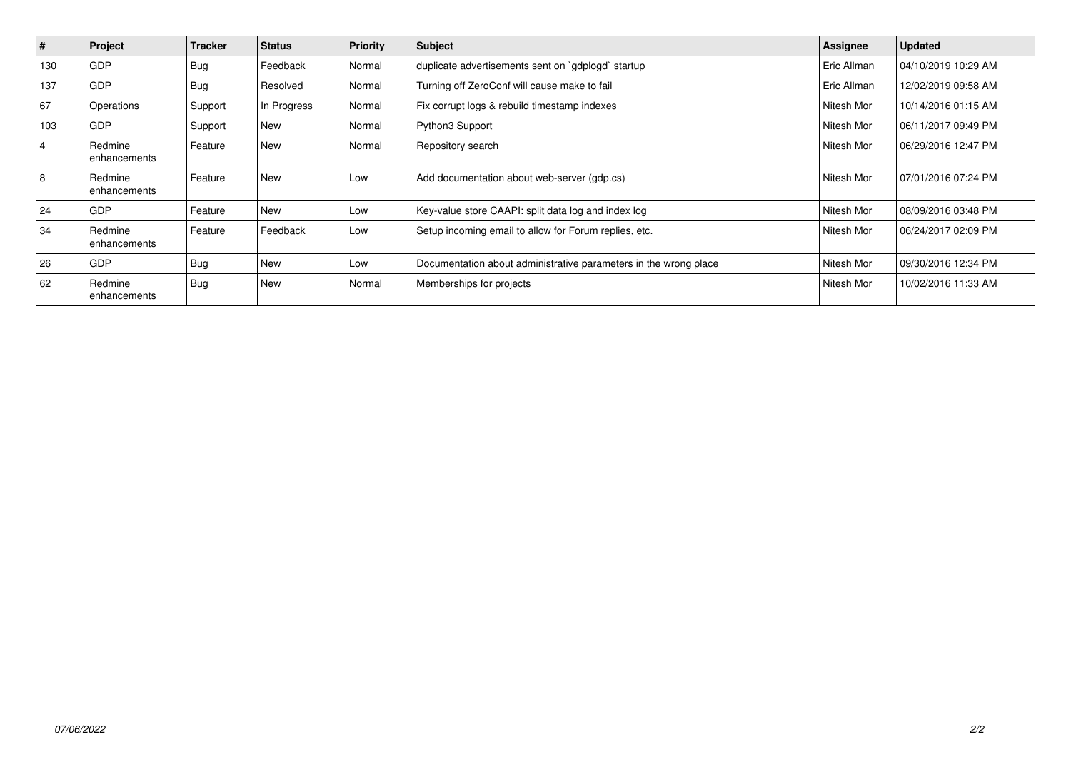| # | Project | Tracker | Status | Priority | Subject | Assignee | Updated |
|---|---|---|---|---|---|---|---|
| 130 | GDP | Bug | Feedback | Normal | duplicate advertisements sent on `gdplogd` startup | Eric Allman | 04/10/2019 10:29 AM |
| 137 | GDP | Bug | Resolved | Normal | Turning off ZeroConf will cause make to fail | Eric Allman | 12/02/2019 09:58 AM |
| 67 | Operations | Support | In Progress | Normal | Fix corrupt logs & rebuild timestamp indexes | Nitesh Mor | 10/14/2016 01:15 AM |
| 103 | GDP | Support | New | Normal | Python3 Support | Nitesh Mor | 06/11/2017 09:49 PM |
| 4 | Redmine enhancements | Feature | New | Normal | Repository search | Nitesh Mor | 06/29/2016 12:47 PM |
| 8 | Redmine enhancements | Feature | New | Low | Add documentation about web-server (gdp.cs) | Nitesh Mor | 07/01/2016 07:24 PM |
| 24 | GDP | Feature | New | Low | Key-value store CAAPI: split data log and index log | Nitesh Mor | 08/09/2016 03:48 PM |
| 34 | Redmine enhancements | Feature | Feedback | Low | Setup incoming email to allow for Forum replies, etc. | Nitesh Mor | 06/24/2017 02:09 PM |
| 26 | GDP | Bug | New | Low | Documentation about administrative parameters in the wrong place | Nitesh Mor | 09/30/2016 12:34 PM |
| 62 | Redmine enhancements | Bug | New | Normal | Memberships for projects | Nitesh Mor | 10/02/2016 11:33 AM |

*07/06/2022*